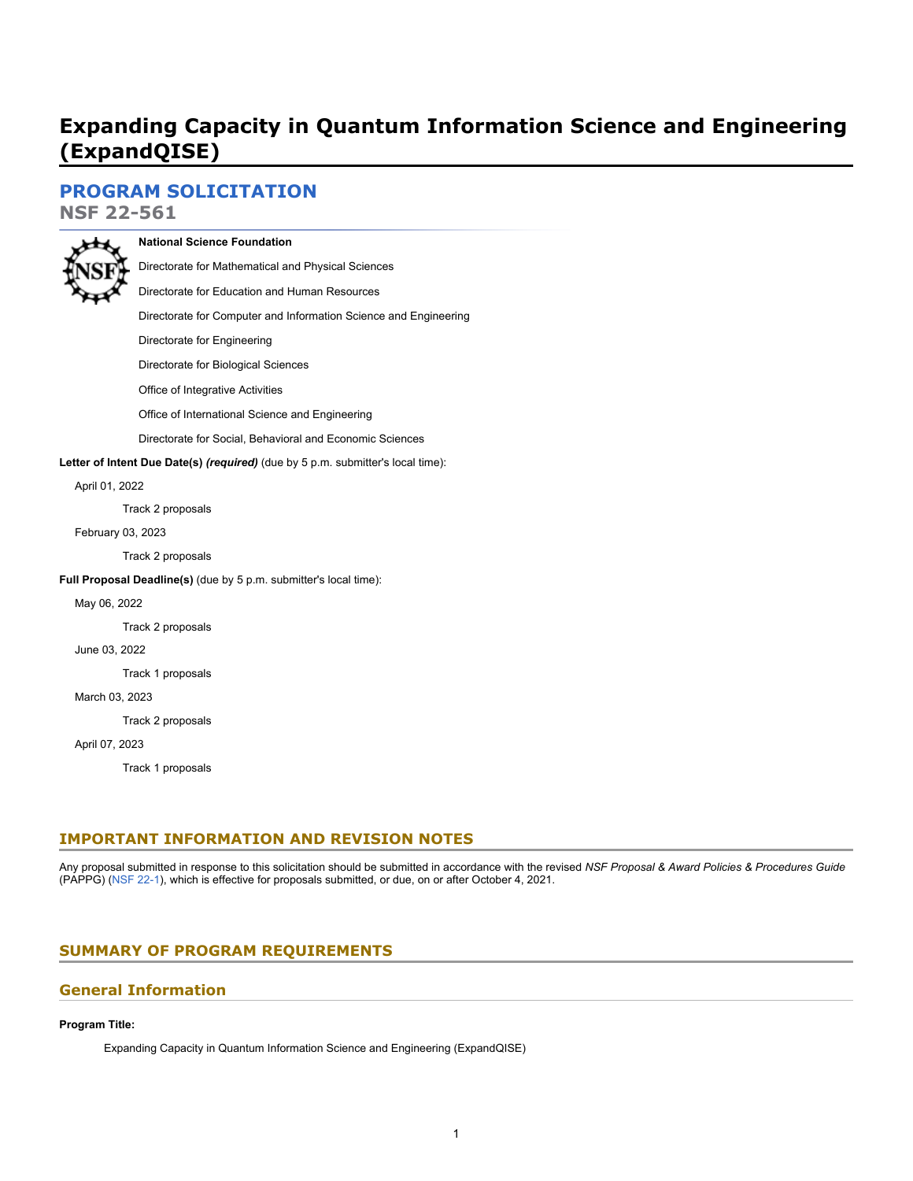# Expanding Capacity in Quantum Information Science and Engineering (ExpandQISE)

## PROGRAM SOLICITATION

## NSF 22-561

**National Science Foundation**

Directorate for Mathematical and Physical Sciences

Directorate for Education and Human Resources

Directorate for Computer and Information Science and Engineering

Directorate for Engineering

Directorate for Biological Sciences

Office of Integrative Activities

Office of International Science and Engineering

Directorate for Social, Behavioral and Economic Sciences

**Letter of Intent Due Date(s)** ***(required)*** (due by 5 p.m. submitter's local time):

April 01, 2022

Track 2 proposals

February 03, 2023

Track 2 proposals

**Full Proposal Deadline(s)** (due by 5 p.m. submitter's local time):

May 06, 2022

Track 2 proposals

June 03, 2022

Track 1 proposals

March 03, 2023

Track 2 proposals

April 07, 2023

Track 1 proposals

## IMPORTANT INFORMATION AND REVISION NOTES

Any proposal submitted in response to this solicitation should be submitted in accordance with the revised *NSF Proposal & Award Policies & Procedures Guide* (PAPPG) (NSF 22-1), which is effective for proposals submitted, or due, on or after October 4, 2021.

## SUMMARY OF PROGRAM REQUIREMENTS

### General Information

**Program Title:**

Expanding Capacity in Quantum Information Science and Engineering (ExpandQISE)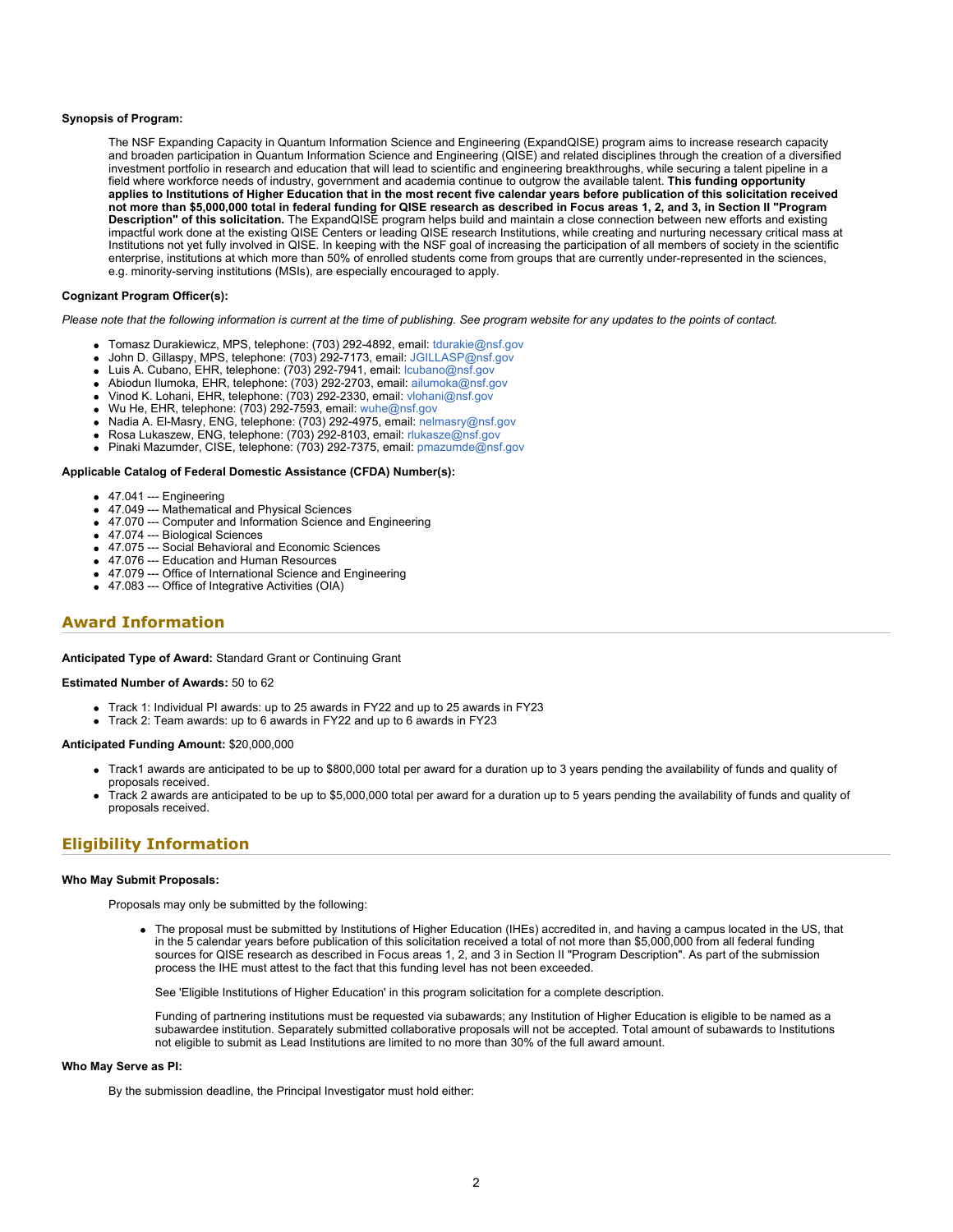**Synopsis of Program:**

The NSF Expanding Capacity in Quantum Information Science and Engineering (ExpandQISE) program aims to increase research capacity and broaden participation in Quantum Information Science and Engineering (QISE) and related disciplines through the creation of a diversified investment portfolio in research and education that will lead to scientific and engineering breakthroughs, while securing a talent pipeline in a field where workforce needs of industry, government and academia continue to outgrow the available talent. **This funding opportunity applies to Institutions of Higher Education that in the most recent five calendar years before publication of this solicitation received not more than $5,000,000 total in federal funding for QISE research as described in Focus areas 1, 2, and 3, in Section II "Program Description" of this solicitation.** The ExpandQISE program helps build and maintain a close connection between new efforts and existing impactful work done at the existing QISE Centers or leading QISE research Institutions, while creating and nurturing necessary critical mass at Institutions not yet fully involved in QISE. In keeping with the NSF goal of increasing the participation of all members of society in the scientific enterprise, institutions at which more than 50% of enrolled students come from groups that are currently under-represented in the sciences, e.g. minority-serving institutions (MSIs), are especially encouraged to apply.

**Cognizant Program Officer(s):**

*Please note that the following information is current at the time of publishing. See program website for any updates to the points of contact.*

- Tomasz Durakiewicz, MPS, telephone: (703) 292-4892, email: tdurakie@nsf.gov
- John D. Gillaspy, MPS, telephone: (703) 292-7173, email: JGILLASP@nsf.gov
- Luis A. Cubano, EHR, telephone: (703) 292-7941, email: lcubano@nsf.gov
- Abiodun Ilumoka, EHR, telephone: (703) 292-2703, email: ailumoka@nsf.gov
- Vinod K. Lohani, EHR, telephone: (703) 292-2330, email: vlohani@nsf.gov
- Wu He, EHR, telephone: (703) 292-7593, email: wuhe@nsf.gov
- Nadia A. El-Masry, ENG, telephone: (703) 292-4975, email: nelmasry@nsf.gov
- Rosa Lukaszew, ENG, telephone: (703) 292-8103, email: rlukasze@nsf.gov
- Pinaki Mazumder, CISE, telephone: (703) 292-7375, email: pmazumde@nsf.gov

**Applicable Catalog of Federal Domestic Assistance (CFDA) Number(s):**

- 47.041 --- Engineering
- 47.049 --- Mathematical and Physical Sciences
- 47.070 --- Computer and Information Science and Engineering
- 47.074 --- Biological Sciences
- 47.075 --- Social Behavioral and Economic Sciences
- 47.076 --- Education and Human Resources
- 47.079 --- Office of International Science and Engineering
- 47.083 --- Office of Integrative Activities (OIA)

## Award Information

**Anticipated Type of Award:** Standard Grant or Continuing Grant

**Estimated Number of Awards:** 50 to 62

- Track 1: Individual PI awards: up to 25 awards in FY22 and up to 25 awards in FY23
- Track 2: Team awards: up to 6 awards in FY22 and up to 6 awards in FY23

**Anticipated Funding Amount:** $20,000,000

- Track1 awards are anticipated to be up to $800,000 total per award for a duration up to 3 years pending the availability of funds and quality of proposals received.
- Track 2 awards are anticipated to be up to $5,000,000 total per award for a duration up to 5 years pending the availability of funds and quality of proposals received.

## Eligibility Information

**Who May Submit Proposals:**

Proposals may only be submitted by the following:

- The proposal must be submitted by Institutions of Higher Education (IHEs) accredited in, and having a campus located in the US, that in the 5 calendar years before publication of this solicitation received a total of not more than $5,000,000 from all federal funding sources for QISE research as described in Focus areas 1, 2, and 3 in Section II "Program Description". As part of the submission process the IHE must attest to the fact that this funding level has not been exceeded.

  See 'Eligible Institutions of Higher Education' in this program solicitation for a complete description.

  Funding of partnering institutions must be requested via subawards; any Institution of Higher Education is eligible to be named as a subawardee institution. Separately submitted collaborative proposals will not be accepted. Total amount of subawards to Institutions not eligible to submit as Lead Institutions are limited to no more than 30% of the full award amount.

**Who May Serve as PI:**

By the submission deadline, the Principal Investigator must hold either: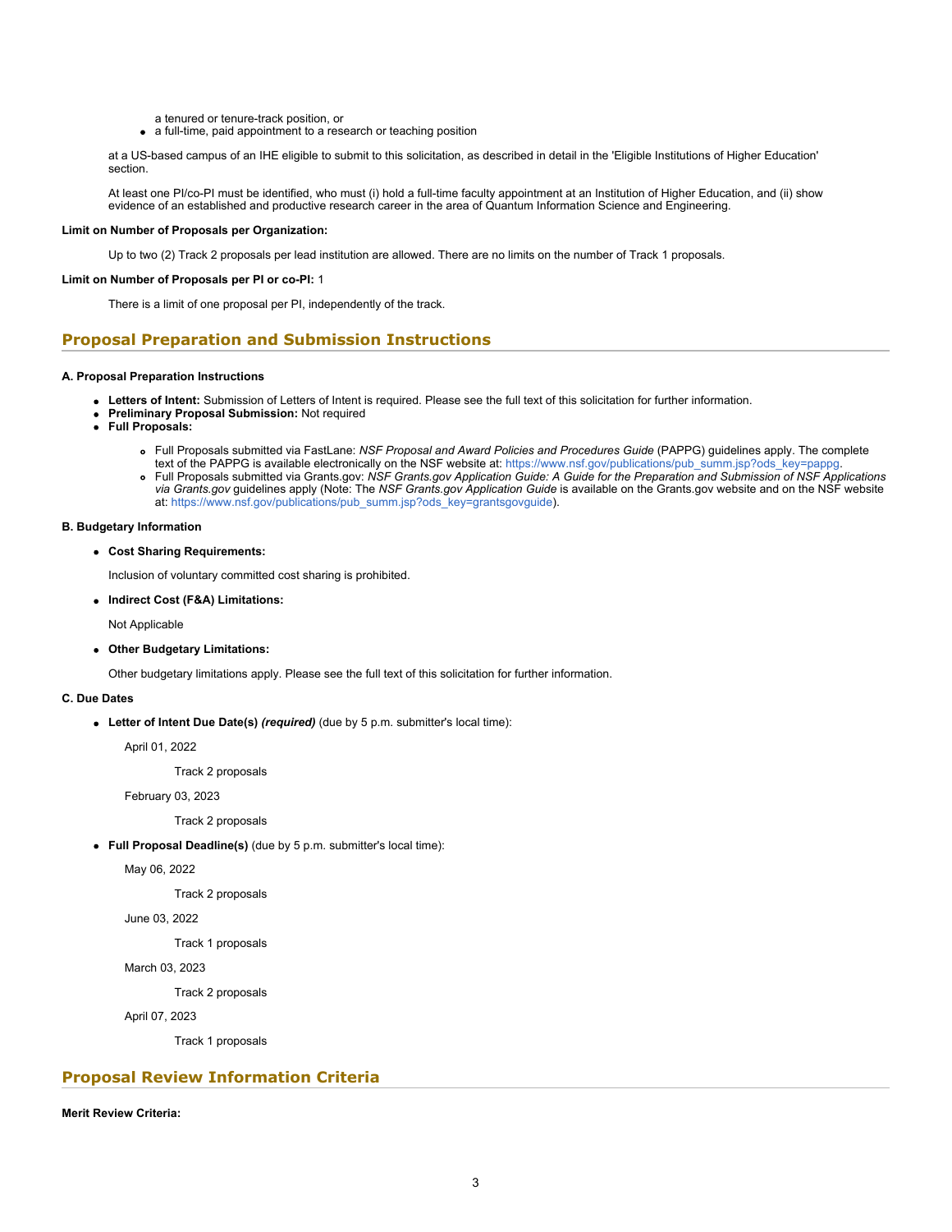a tenured or tenure-track position, or

- a full-time, paid appointment to a research or teaching position

at a US-based campus of an IHE eligible to submit to this solicitation, as described in detail in the 'Eligible Institutions of Higher Education' section.

At least one PI/co-PI must be identified, who must (i) hold a full-time faculty appointment at an Institution of Higher Education, and (ii) show evidence of an established and productive research career in the area of Quantum Information Science and Engineering.

**Limit on Number of Proposals per Organization:**

Up to two (2) Track 2 proposals per lead institution are allowed. There are no limits on the number of Track 1 proposals.

**Limit on Number of Proposals per PI or co-PI:** 1

There is a limit of one proposal per PI, independently of the track.

## Proposal Preparation and Submission Instructions

#### A. Proposal Preparation Instructions

- **Letters of Intent:** Submission of Letters of Intent is required. Please see the full text of this solicitation for further information.
- **Preliminary Proposal Submission:** Not required
- **Full Proposals:**
  - Full Proposals submitted via FastLane: *NSF Proposal and Award Policies and Procedures Guide* (PAPPG) guidelines apply. The complete text of the PAPPG is available electronically on the NSF website at: https://www.nsf.gov/publications/pub_summ.jsp?ods_key=pappg.
  - Full Proposals submitted via Grants.gov: *NSF Grants.gov Application Guide: A Guide for the Preparation and Submission of NSF Applications via Grants.gov* guidelines apply (Note: The *NSF Grants.gov Application Guide* is available on the Grants.gov website and on the NSF website at: https://www.nsf.gov/publications/pub_summ.jsp?ods_key=grantsgovguide).

#### B. Budgetary Information

- **Cost Sharing Requirements:**

  Inclusion of voluntary committed cost sharing is prohibited.

- **Indirect Cost (F&A) Limitations:**

  Not Applicable

- **Other Budgetary Limitations:**

  Other budgetary limitations apply. Please see the full text of this solicitation for further information.

#### C. Due Dates

- **Letter of Intent Due Date(s)** ***(required)*** (due by 5 p.m. submitter's local time):

  April 01, 2022

  Track 2 proposals

  February 03, 2023

  Track 2 proposals

- **Full Proposal Deadline(s)** (due by 5 p.m. submitter's local time):

  May 06, 2022

  Track 2 proposals

  June 03, 2022

  Track 1 proposals

  March 03, 2023

  Track 2 proposals

  April 07, 2023

  Track 1 proposals

## Proposal Review Information Criteria

**Merit Review Criteria:**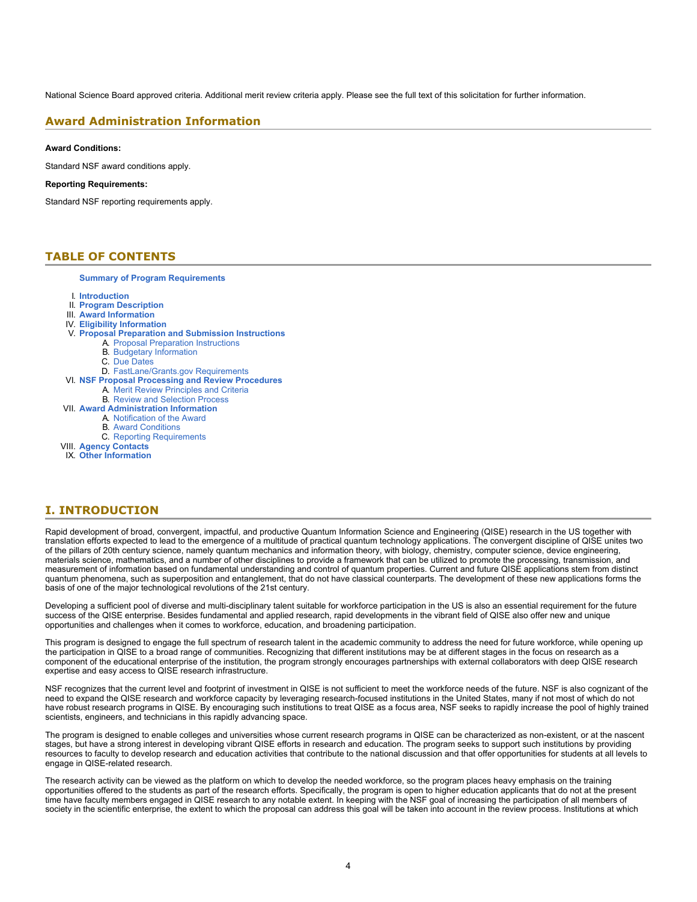National Science Board approved criteria. Additional merit review criteria apply. Please see the full text of this solicitation for further information.

## Award Administration Information

**Award Conditions:**

Standard NSF award conditions apply.

**Reporting Requirements:**

Standard NSF reporting requirements apply.

## TABLE OF CONTENTS

**Summary of Program Requirements**

I. **Introduction**
II. **Program Description**
III. **Award Information**
IV. **Eligibility Information**
V. **Proposal Preparation and Submission Instructions**
   A. Proposal Preparation Instructions
   B. Budgetary Information
   C. Due Dates
   D. FastLane/Grants.gov Requirements
VI. **NSF Proposal Processing and Review Procedures**
   A. Merit Review Principles and Criteria
   B. Review and Selection Process
VII. **Award Administration Information**
   A. Notification of the Award
   B. Award Conditions
   C. Reporting Requirements
VIII. **Agency Contacts**
IX. **Other Information**

## I. INTRODUCTION

Rapid development of broad, convergent, impactful, and productive Quantum Information Science and Engineering (QISE) research in the US together with translation efforts expected to lead to the emergence of a multitude of practical quantum technology applications. The convergent discipline of QISE unites two of the pillars of 20th century science, namely quantum mechanics and information theory, with biology, chemistry, computer science, device engineering, materials science, mathematics, and a number of other disciplines to provide a framework that can be utilized to promote the processing, transmission, and measurement of information based on fundamental understanding and control of quantum properties. Current and future QISE applications stem from distinct quantum phenomena, such as superposition and entanglement, that do not have classical counterparts. The development of these new applications forms the basis of one of the major technological revolutions of the 21st century.

Developing a sufficient pool of diverse and multi-disciplinary talent suitable for workforce participation in the US is also an essential requirement for the future success of the QISE enterprise. Besides fundamental and applied research, rapid developments in the vibrant field of QISE also offer new and unique opportunities and challenges when it comes to workforce, education, and broadening participation.

This program is designed to engage the full spectrum of research talent in the academic community to address the need for future workforce, while opening up the participation in QISE to a broad range of communities. Recognizing that different institutions may be at different stages in the focus on research as a component of the educational enterprise of the institution, the program strongly encourages partnerships with external collaborators with deep QISE research expertise and easy access to QISE research infrastructure.

NSF recognizes that the current level and footprint of investment in QISE is not sufficient to meet the workforce needs of the future. NSF is also cognizant of the need to expand the QISE research and workforce capacity by leveraging research-focused institutions in the United States, many if not most of which do not have robust research programs in QISE. By encouraging such institutions to treat QISE as a focus area, NSF seeks to rapidly increase the pool of highly trained scientists, engineers, and technicians in this rapidly advancing space.

The program is designed to enable colleges and universities whose current research programs in QISE can be characterized as non-existent, or at the nascent stages, but have a strong interest in developing vibrant QISE efforts in research and education. The program seeks to support such institutions by providing resources to faculty to develop research and education activities that contribute to the national discussion and that offer opportunities for students at all levels to engage in QISE-related research.

The research activity can be viewed as the platform on which to develop the needed workforce, so the program places heavy emphasis on the training opportunities offered to the students as part of the research efforts. Specifically, the program is open to higher education applicants that do not at the present time have faculty members engaged in QISE research to any notable extent. In keeping with the NSF goal of increasing the participation of all members of society in the scientific enterprise, the extent to which the proposal can address this goal will be taken into account in the review process. Institutions at which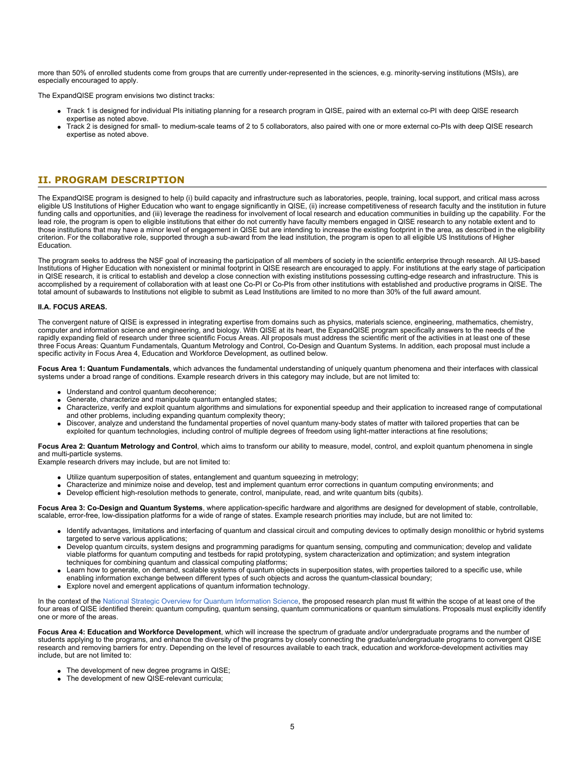more than 50% of enrolled students come from groups that are currently under-represented in the sciences, e.g. minority-serving institutions (MSIs), are especially encouraged to apply.

The ExpandQISE program envisions two distinct tracks:

- Track 1 is designed for individual PIs initiating planning for a research program in QISE, paired with an external co-PI with deep QISE research expertise as noted above.
- Track 2 is designed for small- to medium-scale teams of 2 to 5 collaborators, also paired with one or more external co-PIs with deep QISE research expertise as noted above.

## II. PROGRAM DESCRIPTION

The ExpandQISE program is designed to help (i) build capacity and infrastructure such as laboratories, people, training, local support, and critical mass across eligible US Institutions of Higher Education who want to engage significantly in QISE, (ii) increase competitiveness of research faculty and the institution in future funding calls and opportunities, and (iii) leverage the readiness for involvement of local research and education communities in building up the capability. For the lead role, the program is open to eligible institutions that either do not currently have faculty members engaged in QISE research to any notable extent and to those institutions that may have a minor level of engagement in QISE but are intending to increase the existing footprint in the area, as described in the eligibility criterion. For the collaborative role, supported through a sub-award from the lead institution, the program is open to all eligible US Institutions of Higher Education.

The program seeks to address the NSF goal of increasing the participation of all members of society in the scientific enterprise through research. All US-based Institutions of Higher Education with nonexistent or minimal footprint in QISE research are encouraged to apply. For institutions at the early stage of participation in QISE research, it is critical to establish and develop a close connection with existing institutions possessing cutting-edge research and infrastructure. This is accomplished by a requirement of collaboration with at least one Co-PI or Co-PIs from other institutions with established and productive programs in QISE. The total amount of subawards to Institutions not eligible to submit as Lead Institutions are limited to no more than 30% of the full award amount.

### II.A. FOCUS AREAS.

The convergent nature of QISE is expressed in integrating expertise from domains such as physics, materials science, engineering, mathematics, chemistry, computer and information science and engineering, and biology. With QISE at its heart, the ExpandQISE program specifically answers to the needs of the rapidly expanding field of research under three scientific Focus Areas. All proposals must address the scientific merit of the activities in at least one of these three Focus Areas: Quantum Fundamentals, Quantum Metrology and Control, Co-Design and Quantum Systems. In addition, each proposal must include a specific activity in Focus Area 4, Education and Workforce Development, as outlined below.

**Focus Area 1: Quantum Fundamentals**, which advances the fundamental understanding of uniquely quantum phenomena and their interfaces with classical systems under a broad range of conditions. Example research drivers in this category may include, but are not limited to:

- Understand and control quantum decoherence;
- Generate, characterize and manipulate quantum entangled states;
- Characterize, verify and exploit quantum algorithms and simulations for exponential speedup and their application to increased range of computational and other problems, including expanding quantum complexity theory;
- Discover, analyze and understand the fundamental properties of novel quantum many-body states of matter with tailored properties that can be exploited for quantum technologies, including control of multiple degrees of freedom using light-matter interactions at fine resolutions;

**Focus Area 2: Quantum Metrology and Control**, which aims to transform our ability to measure, model, control, and exploit quantum phenomena in single and multi-particle systems.
Example research drivers may include, but are not limited to:

- Utilize quantum superposition of states, entanglement and quantum squeezing in metrology;
- Characterize and minimize noise and develop, test and implement quantum error corrections in quantum computing environments; and
- Develop efficient high-resolution methods to generate, control, manipulate, read, and write quantum bits (qubits).

**Focus Area 3: Co-Design and Quantum Systems**, where application-specific hardware and algorithms are designed for development of stable, controllable, scalable, error-free, low-dissipation platforms for a wide of range of states. Example research priorities may include, but are not limited to:

- Identify advantages, limitations and interfacing of quantum and classical circuit and computing devices to optimally design monolithic or hybrid systems targeted to serve various applications;
- Develop quantum circuits, system designs and programming paradigms for quantum sensing, computing and communication; develop and validate viable platforms for quantum computing and testbeds for rapid prototyping, system characterization and optimization; and system integration techniques for combining quantum and classical computing platforms;
- Learn how to generate, on demand, scalable systems of quantum objects in superposition states, with properties tailored to a specific use, while enabling information exchange between different types of such objects and across the quantum-classical boundary;
- Explore novel and emergent applications of quantum information technology.

In the context of the National Strategic Overview for Quantum Information Science, the proposed research plan must fit within the scope of at least one of the four areas of QISE identified therein: quantum computing, quantum sensing, quantum communications or quantum simulations. Proposals must explicitly identify one or more of the areas.

**Focus Area 4: Education and Workforce Development**, which will increase the spectrum of graduate and/or undergraduate programs and the number of students applying to the programs, and enhance the diversity of the programs by closely connecting the graduate/undergraduate programs to convergent QISE research and removing barriers for entry. Depending on the level of resources available to each track, education and workforce-development activities may include, but are not limited to:

- The development of new degree programs in QISE;
- The development of new QISE-relevant curricula;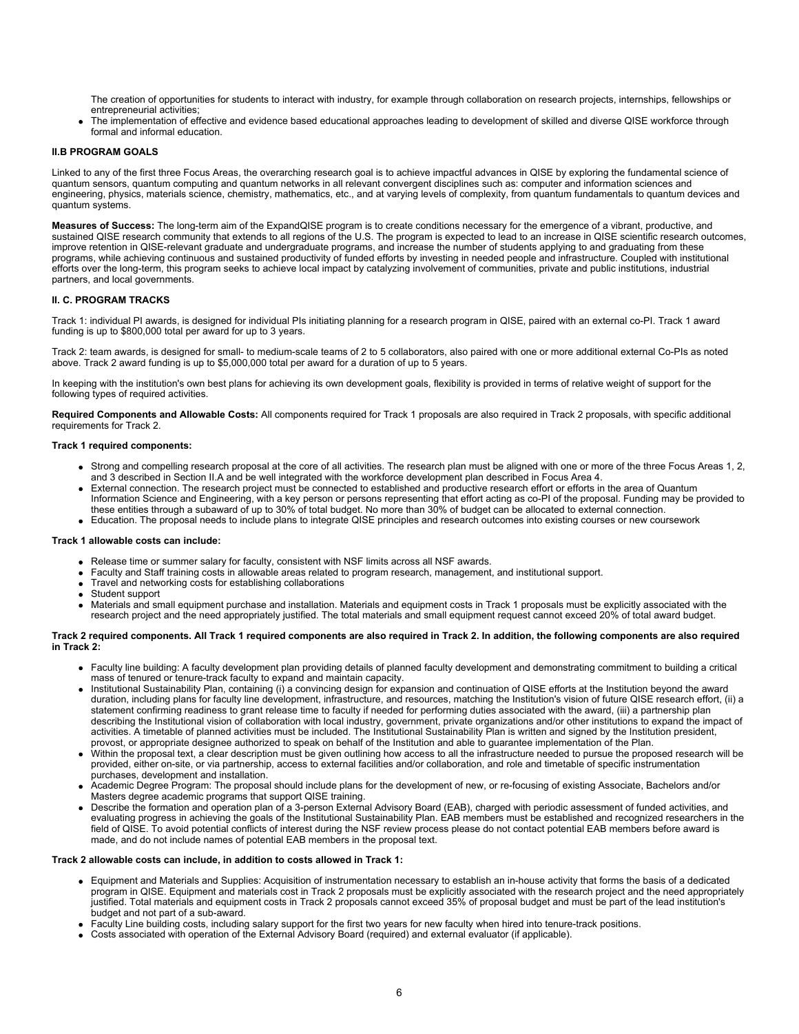The creation of opportunities for students to interact with industry, for example through collaboration on research projects, internships, fellowships or entrepreneurial activities;

- The implementation of effective and evidence based educational approaches leading to development of skilled and diverse QISE workforce through formal and informal education.

**II.B PROGRAM GOALS**

Linked to any of the first three Focus Areas, the overarching research goal is to achieve impactful advances in QISE by exploring the fundamental science of quantum sensors, quantum computing and quantum networks in all relevant convergent disciplines such as: computer and information sciences and engineering, physics, materials science, chemistry, mathematics, etc., and at varying levels of complexity, from quantum fundamentals to quantum devices and quantum systems.

**Measures of Success:** The long-term aim of the ExpandQISE program is to create conditions necessary for the emergence of a vibrant, productive, and sustained QISE research community that extends to all regions of the U.S. The program is expected to lead to an increase in QISE scientific research outcomes, improve retention in QISE-relevant graduate and undergraduate programs, and increase the number of students applying to and graduating from these programs, while achieving continuous and sustained productivity of funded efforts by investing in needed people and infrastructure. Coupled with institutional efforts over the long-term, this program seeks to achieve local impact by catalyzing involvement of communities, private and public institutions, industrial partners, and local governments.

**II. C. PROGRAM TRACKS**

Track 1: individual PI awards, is designed for individual PIs initiating planning for a research program in QISE, paired with an external co-PI. Track 1 award funding is up to $800,000 total per award for up to 3 years.

Track 2: team awards, is designed for small- to medium-scale teams of 2 to 5 collaborators, also paired with one or more additional external Co-PIs as noted above. Track 2 award funding is up to $5,000,000 total per award for a duration of up to 5 years.

In keeping with the institution's own best plans for achieving its own development goals, flexibility is provided in terms of relative weight of support for the following types of required activities.

**Required Components and Allowable Costs:** All components required for Track 1 proposals are also required in Track 2 proposals, with specific additional requirements for Track 2.

**Track 1 required components:**

- Strong and compelling research proposal at the core of all activities. The research plan must be aligned with one or more of the three Focus Areas 1, 2, and 3 described in Section II.A and be well integrated with the workforce development plan described in Focus Area 4.
- External connection. The research project must be connected to established and productive research effort or efforts in the area of Quantum Information Science and Engineering, with a key person or persons representing that effort acting as co-PI of the proposal. Funding may be provided to these entities through a subaward of up to 30% of total budget. No more than 30% of budget can be allocated to external connection.
- Education. The proposal needs to include plans to integrate QISE principles and research outcomes into existing courses or new coursework

**Track 1 allowable costs can include:**

- Release time or summer salary for faculty, consistent with NSF limits across all NSF awards.
- Faculty and Staff training costs in allowable areas related to program research, management, and institutional support.
- Travel and networking costs for establishing collaborations
- Student support
- Materials and small equipment purchase and installation. Materials and equipment costs in Track 1 proposals must be explicitly associated with the research project and the need appropriately justified. The total materials and small equipment request cannot exceed 20% of total award budget.

**Track 2 required components. All Track 1 required components are also required in Track 2. In addition, the following components are also required in Track 2:**

- Faculty line building: A faculty development plan providing details of planned faculty development and demonstrating commitment to building a critical mass of tenured or tenure-track faculty to expand and maintain capacity.
- Institutional Sustainability Plan, containing (i) a convincing design for expansion and continuation of QISE efforts at the Institution beyond the award duration, including plans for faculty line development, infrastructure, and resources, matching the Institution's vision of future QISE research effort, (ii) a statement confirming readiness to grant release time to faculty if needed for performing duties associated with the award, (iii) a partnership plan describing the Institutional vision of collaboration with local industry, government, private organizations and/or other institutions to expand the impact of activities. A timetable of planned activities must be included. The Institutional Sustainability Plan is written and signed by the Institution president, provost, or appropriate designee authorized to speak on behalf of the Institution and able to guarantee implementation of the Plan.
- Within the proposal text, a clear description must be given outlining how access to all the infrastructure needed to pursue the proposed research will be provided, either on-site, or via partnership, access to external facilities and/or collaboration, and role and timetable of specific instrumentation purchases, development and installation.
- Academic Degree Program: The proposal should include plans for the development of new, or re-focusing of existing Associate, Bachelors and/or Masters degree academic programs that support QISE training.
- Describe the formation and operation plan of a 3-person External Advisory Board (EAB), charged with periodic assessment of funded activities, and evaluating progress in achieving the goals of the Institutional Sustainability Plan. EAB members must be established and recognized researchers in the field of QISE. To avoid potential conflicts of interest during the NSF review process please do not contact potential EAB members before award is made, and do not include names of potential EAB members in the proposal text.

**Track 2 allowable costs can include, in addition to costs allowed in Track 1:**

- Equipment and Materials and Supplies: Acquisition of instrumentation necessary to establish an in-house activity that forms the basis of a dedicated program in QISE. Equipment and materials cost in Track 2 proposals must be explicitly associated with the research project and the need appropriately justified. Total materials and equipment costs in Track 2 proposals cannot exceed 35% of proposal budget and must be part of the lead institution's budget and not part of a sub-award.
- Faculty Line building costs, including salary support for the first two years for new faculty when hired into tenure-track positions.
- Costs associated with operation of the External Advisory Board (required) and external evaluator (if applicable).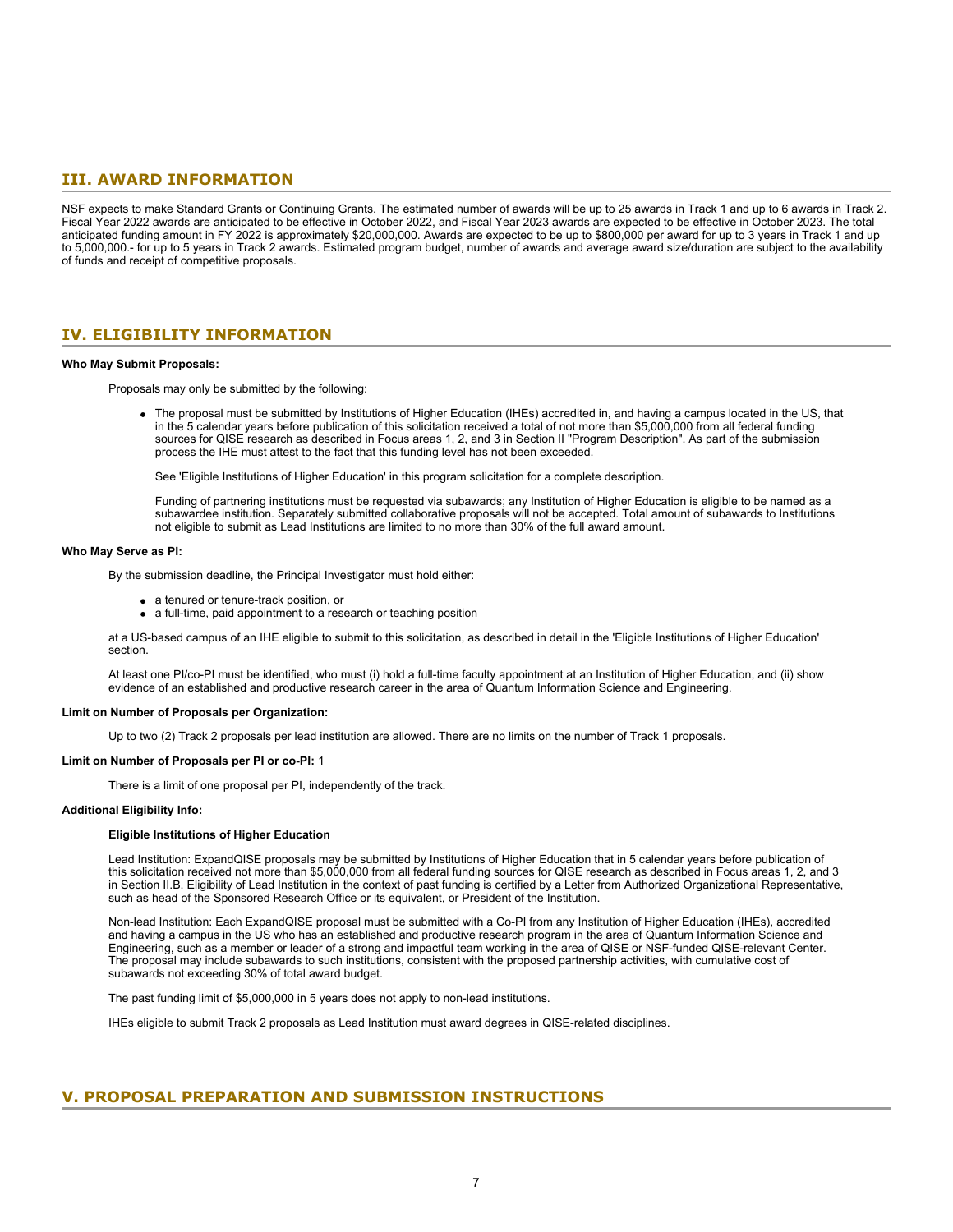## III. AWARD INFORMATION

NSF expects to make Standard Grants or Continuing Grants. The estimated number of awards will be up to 25 awards in Track 1 and up to 6 awards in Track 2. Fiscal Year 2022 awards are anticipated to be effective in October 2022, and Fiscal Year 2023 awards are expected to be effective in October 2023. The total anticipated funding amount in FY 2022 is approximately $20,000,000. Awards are expected to be up to $800,000 per award for up to 3 years in Track 1 and up to 5,000,000.- for up to 5 years in Track 2 awards. Estimated program budget, number of awards and average award size/duration are subject to the availability of funds and receipt of competitive proposals.

## IV. ELIGIBILITY INFORMATION

**Who May Submit Proposals:**

Proposals may only be submitted by the following:

- The proposal must be submitted by Institutions of Higher Education (IHEs) accredited in, and having a campus located in the US, that in the 5 calendar years before publication of this solicitation received a total of not more than $5,000,000 from all federal funding sources for QISE research as described in Focus areas 1, 2, and 3 in Section II "Program Description". As part of the submission process the IHE must attest to the fact that this funding level has not been exceeded.

  See 'Eligible Institutions of Higher Education' in this program solicitation for a complete description.

  Funding of partnering institutions must be requested via subawards; any Institution of Higher Education is eligible to be named as a subawardee institution. Separately submitted collaborative proposals will not be accepted. Total amount of subawards to Institutions not eligible to submit as Lead Institutions are limited to no more than 30% of the full award amount.

**Who May Serve as PI:**

By the submission deadline, the Principal Investigator must hold either:

- a tenured or tenure-track position, or
- a full-time, paid appointment to a research or teaching position

at a US-based campus of an IHE eligible to submit to this solicitation, as described in detail in the 'Eligible Institutions of Higher Education' section.

At least one PI/co-PI must be identified, who must (i) hold a full-time faculty appointment at an Institution of Higher Education, and (ii) show evidence of an established and productive research career in the area of Quantum Information Science and Engineering.

**Limit on Number of Proposals per Organization:**

Up to two (2) Track 2 proposals per lead institution are allowed. There are no limits on the number of Track 1 proposals.

**Limit on Number of Proposals per PI or co-PI:** 1

There is a limit of one proposal per PI, independently of the track.

**Additional Eligibility Info:**

**Eligible Institutions of Higher Education**

Lead Institution: ExpandQISE proposals may be submitted by Institutions of Higher Education that in 5 calendar years before publication of this solicitation received not more than $5,000,000 from all federal funding sources for QISE research as described in Focus areas 1, 2, and 3 in Section II.B. Eligibility of Lead Institution in the context of past funding is certified by a Letter from Authorized Organizational Representative, such as head of the Sponsored Research Office or its equivalent, or President of the Institution.

Non-lead Institution: Each ExpandQISE proposal must be submitted with a Co-PI from any Institution of Higher Education (IHEs), accredited and having a campus in the US who has an established and productive research program in the area of Quantum Information Science and Engineering, such as a member or leader of a strong and impactful team working in the area of QISE or NSF-funded QISE-relevant Center. The proposal may include subawards to such institutions, consistent with the proposed partnership activities, with cumulative cost of subawards not exceeding 30% of total award budget.

The past funding limit of $5,000,000 in 5 years does not apply to non-lead institutions.

IHEs eligible to submit Track 2 proposals as Lead Institution must award degrees in QISE-related disciplines.

## V. PROPOSAL PREPARATION AND SUBMISSION INSTRUCTIONS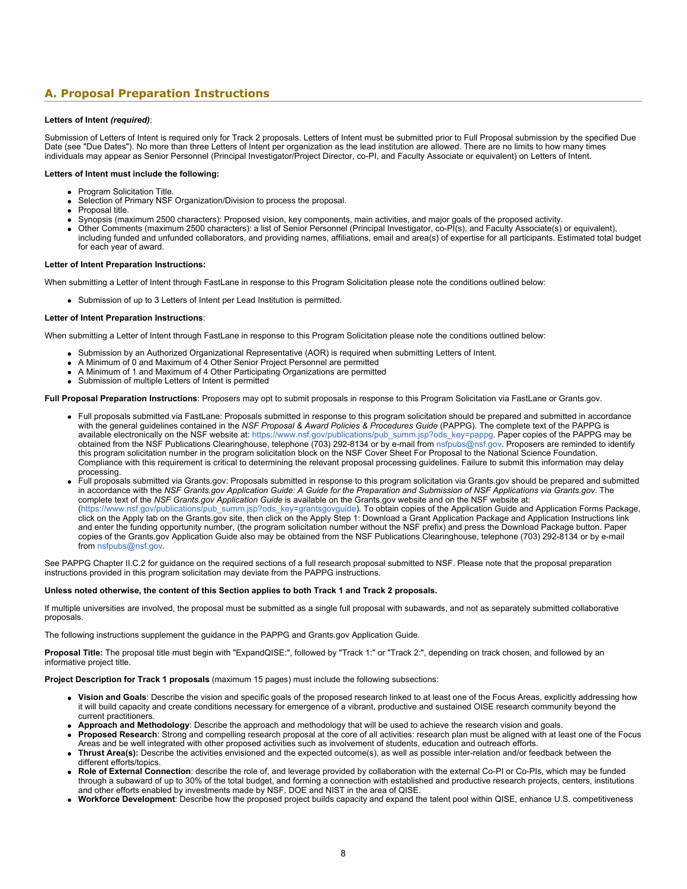## A. Proposal Preparation Instructions

**Letters of Intent *(required)***:

Submission of Letters of Intent is required only for Track 2 proposals. Letters of Intent must be submitted prior to Full Proposal submission by the specified Due Date (see "Due Dates"). No more than three Letters of Intent per organization as the lead institution are allowed. There are no limits to how many times individuals may appear as Senior Personnel (Principal Investigator/Project Director, co-PI, and Faculty Associate or equivalent) on Letters of Intent.

**Letters of Intent must include the following:**

- Program Solicitation Title.
- Selection of Primary NSF Organization/Division to process the proposal.
- Proposal title.
- Synopsis (maximum 2500 characters): Proposed vision, key components, main activities, and major goals of the proposed activity.
- Other Comments (maximum 2500 characters): a list of Senior Personnel (Principal Investigator, co-PI(s), and Faculty Associate(s) or equivalent), including funded and unfunded collaborators, and providing names, affiliations, email and area(s) of expertise for all participants. Estimated total budget for each year of award.

**Letter of Intent Preparation Instructions:**

When submitting a Letter of Intent through FastLane in response to this Program Solicitation please note the conditions outlined below:

- Submission of up to 3 Letters of Intent per Lead Institution is permitted.

**Letter of Intent Preparation Instructions**:

When submitting a Letter of Intent through FastLane in response to this Program Solicitation please note the conditions outlined below:

- Submission by an Authorized Organizational Representative (AOR) is required when submitting Letters of Intent.
- A Minimum of 0 and Maximum of 4 Other Senior Project Personnel are permitted
- A Minimum of 1 and Maximum of 4 Other Participating Organizations are permitted
- Submission of multiple Letters of Intent is permitted

**Full Proposal Preparation Instructions**: Proposers may opt to submit proposals in response to this Program Solicitation via FastLane or Grants.gov.

- Full proposals submitted via FastLane: Proposals submitted in response to this program solicitation should be prepared and submitted in accordance with the general guidelines contained in the *NSF Proposal & Award Policies & Procedures Guide* (PAPPG). The complete text of the PAPPG is available electronically on the NSF website at: https://www.nsf.gov/publications/pub_summ.jsp?ods_key=pappg. Paper copies of the PAPPG may be obtained from the NSF Publications Clearinghouse, telephone (703) 292-8134 or by e-mail from nsfpubs@nsf.gov. Proposers are reminded to identify this program solicitation number in the program solicitation block on the NSF Cover Sheet For Proposal to the National Science Foundation. Compliance with this requirement is critical to determining the relevant proposal processing guidelines. Failure to submit this information may delay processing.
- Full proposals submitted via Grants.gov: Proposals submitted in response to this program solicitation via Grants.gov should be prepared and submitted in accordance with the *NSF Grants.gov Application Guide: A Guide for the Preparation and Submission of NSF Applications via Grants.gov*. The complete text of the *NSF Grants.gov Application Guide* is available on the Grants.gov website and on the NSF website at: (https://www.nsf.gov/publications/pub_summ.jsp?ods_key=grantsgovguide). To obtain copies of the Application Guide and Application Forms Package, click on the Apply tab on the Grants.gov site, then click on the Apply Step 1: Download a Grant Application Package and Application Instructions link and enter the funding opportunity number, (the program solicitation number without the NSF prefix) and press the Download Package button. Paper copies of the Grants.gov Application Guide also may be obtained from the NSF Publications Clearinghouse, telephone (703) 292-8134 or by e-mail from nsfpubs@nsf.gov.

See PAPPG Chapter II.C.2 for guidance on the required sections of a full research proposal submitted to NSF. Please note that the proposal preparation instructions provided in this program solicitation may deviate from the PAPPG instructions.

**Unless noted otherwise, the content of this Section applies to both Track 1 and Track 2 proposals.**

If multiple universities are involved, the proposal must be submitted as a single full proposal with subawards, and not as separately submitted collaborative proposals.

The following instructions supplement the guidance in the PAPPG and Grants.gov Application Guide.

**Proposal Title:** The proposal title must begin with "ExpandQISE:", followed by "Track 1:" or "Track 2:", depending on track chosen, and followed by an informative project title.

**Project Description for Track 1 proposals** (maximum 15 pages) must include the following subsections:

- **Vision and Goals**: Describe the vision and specific goals of the proposed research linked to at least one of the Focus Areas, explicitly addressing how it will build capacity and create conditions necessary for emergence of a vibrant, productive and sustained QISE research community beyond the current practitioners.
- **Approach and Methodology**: Describe the approach and methodology that will be used to achieve the research vision and goals.
- **Proposed Research**: Strong and compelling research proposal at the core of all activities: research plan must be aligned with at least one of the Focus Areas and be well integrated with other proposed activities such as involvement of students, education and outreach efforts.
- **Thrust Area(s):** Describe the activities envisioned and the expected outcome(s), as well as possible inter-relation and/or feedback between the different efforts/topics.
- **Role of External Connection**: describe the role of, and leverage provided by collaboration with the external Co-PI or Co-PIs, which may be funded through a subaward of up to 30% of the total budget, and forming a connection with established and productive research projects, centers, institutions and other efforts enabled by investments made by NSF, DOE and NIST in the area of QISE.
- **Workforce Development**: Describe how the proposed project builds capacity and expand the talent pool within QISE, enhance U.S. competitiveness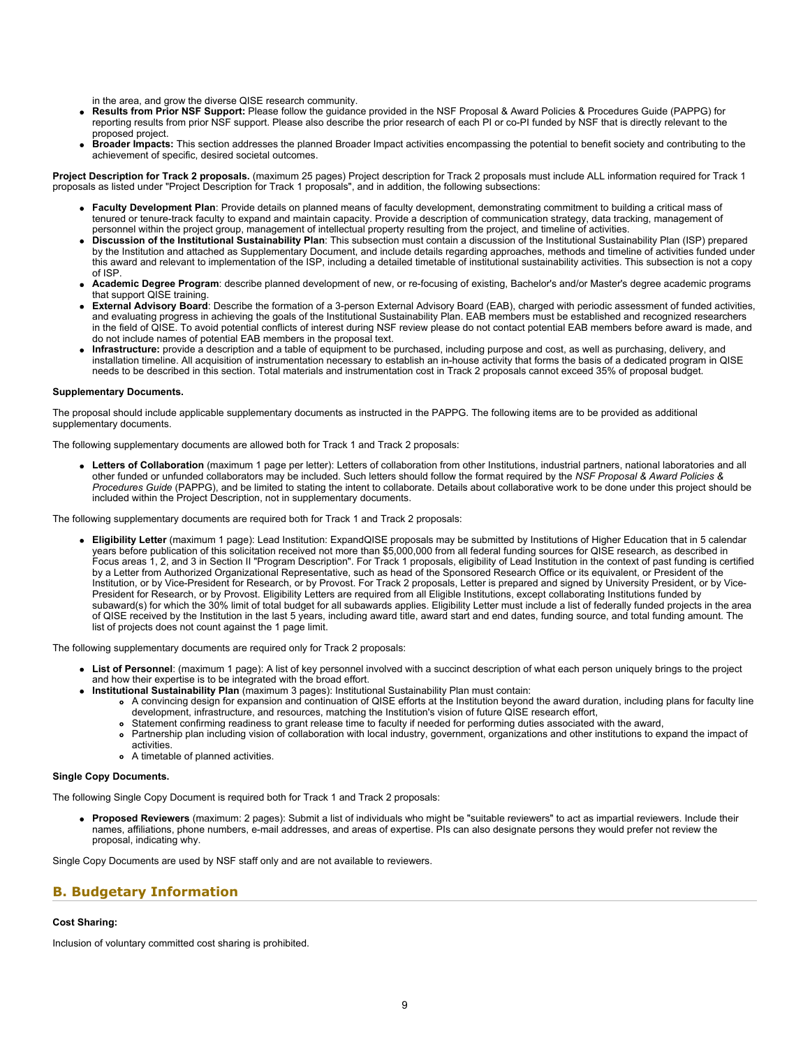in the area, and grow the diverse QISE research community.

- **Results from Prior NSF Support:** Please follow the guidance provided in the NSF Proposal & Award Policies & Procedures Guide (PAPPG) for reporting results from prior NSF support. Please also describe the prior research of each PI or co-PI funded by NSF that is directly relevant to the proposed project.
- **Broader Impacts:** This section addresses the planned Broader Impact activities encompassing the potential to benefit society and contributing to the achievement of specific, desired societal outcomes.

**Project Description for Track 2 proposals.** (maximum 25 pages) Project description for Track 2 proposals must include ALL information required for Track 1 proposals as listed under "Project Description for Track 1 proposals", and in addition, the following subsections:

- **Faculty Development Plan**: Provide details on planned means of faculty development, demonstrating commitment to building a critical mass of tenured or tenure-track faculty to expand and maintain capacity. Provide a description of communication strategy, data tracking, management of personnel within the project group, management of intellectual property resulting from the project, and timeline of activities.
- **Discussion of the Institutional Sustainability Plan**: This subsection must contain a discussion of the Institutional Sustainability Plan (ISP) prepared by the Institution and attached as Supplementary Document, and include details regarding approaches, methods and timeline of activities funded under this award and relevant to implementation of the ISP, including a detailed timetable of institutional sustainability activities. This subsection is not a copy of ISP.
- **Academic Degree Program**: describe planned development of new, or re-focusing of existing, Bachelor's and/or Master's degree academic programs that support QISE training.
- **External Advisory Board**: Describe the formation of a 3-person External Advisory Board (EAB), charged with periodic assessment of funded activities, and evaluating progress in achieving the goals of the Institutional Sustainability Plan. EAB members must be established and recognized researchers in the field of QISE. To avoid potential conflicts of interest during NSF review please do not contact potential EAB members before award is made, and do not include names of potential EAB members in the proposal text.
- **Infrastructure:** provide a description and a table of equipment to be purchased, including purpose and cost, as well as purchasing, delivery, and installation timeline. All acquisition of instrumentation necessary to establish an in-house activity that forms the basis of a dedicated program in QISE needs to be described in this section. Total materials and instrumentation cost in Track 2 proposals cannot exceed 35% of proposal budget.

**Supplementary Documents.**

The proposal should include applicable supplementary documents as instructed in the PAPPG. The following items are to be provided as additional supplementary documents.

The following supplementary documents are allowed both for Track 1 and Track 2 proposals:

- **Letters of Collaboration** (maximum 1 page per letter): Letters of collaboration from other Institutions, industrial partners, national laboratories and all other funded or unfunded collaborators may be included. Such letters should follow the format required by the *NSF Proposal & Award Policies & Procedures Guide* (PAPPG), and be limited to stating the intent to collaborate. Details about collaborative work to be done under this project should be included within the Project Description, not in supplementary documents.

The following supplementary documents are required both for Track 1 and Track 2 proposals:

- **Eligibility Letter** (maximum 1 page): Lead Institution: ExpandQISE proposals may be submitted by Institutions of Higher Education that in 5 calendar years before publication of this solicitation received not more than $5,000,000 from all federal funding sources for QISE research, as described in Focus areas 1, 2, and 3 in Section II "Program Description". For Track 1 proposals, eligibility of Lead Institution in the context of past funding is certified by a Letter from Authorized Organizational Representative, such as head of the Sponsored Research Office or its equivalent, or President of the Institution, or by Vice-President for Research, or by Provost. For Track 2 proposals, Letter is prepared and signed by University President, or by Vice-President for Research, or by Provost. Eligibility Letters are required from all Eligible Institutions, except collaborating Institutions funded by subaward(s) for which the 30% limit of total budget for all subawards applies. Eligibility Letter must include a list of federally funded projects in the area of QISE received by the Institution in the last 5 years, including award title, award start and end dates, funding source, and total funding amount. The list of projects does not count against the 1 page limit.

The following supplementary documents are required only for Track 2 proposals:

- **List of Personnel**: (maximum 1 page): A list of key personnel involved with a succinct description of what each person uniquely brings to the project and how their expertise is to be integrated with the broad effort.
- **Institutional Sustainability Plan** (maximum 3 pages): Institutional Sustainability Plan must contain:
  - A convincing design for expansion and continuation of QISE efforts at the Institution beyond the award duration, including plans for faculty line development, infrastructure, and resources, matching the Institution's vision of future QISE research effort,
  - Statement confirming readiness to grant release time to faculty if needed for performing duties associated with the award,
  - Partnership plan including vision of collaboration with local industry, government, organizations and other institutions to expand the impact of activities.
  - A timetable of planned activities.

**Single Copy Documents.**

The following Single Copy Document is required both for Track 1 and Track 2 proposals:

- **Proposed Reviewers** (maximum: 2 pages): Submit a list of individuals who might be "suitable reviewers" to act as impartial reviewers. Include their names, affiliations, phone numbers, e-mail addresses, and areas of expertise. PIs can also designate persons they would prefer not review the proposal, indicating why.

Single Copy Documents are used by NSF staff only and are not available to reviewers.

## B. Budgetary Information

**Cost Sharing:**

Inclusion of voluntary committed cost sharing is prohibited.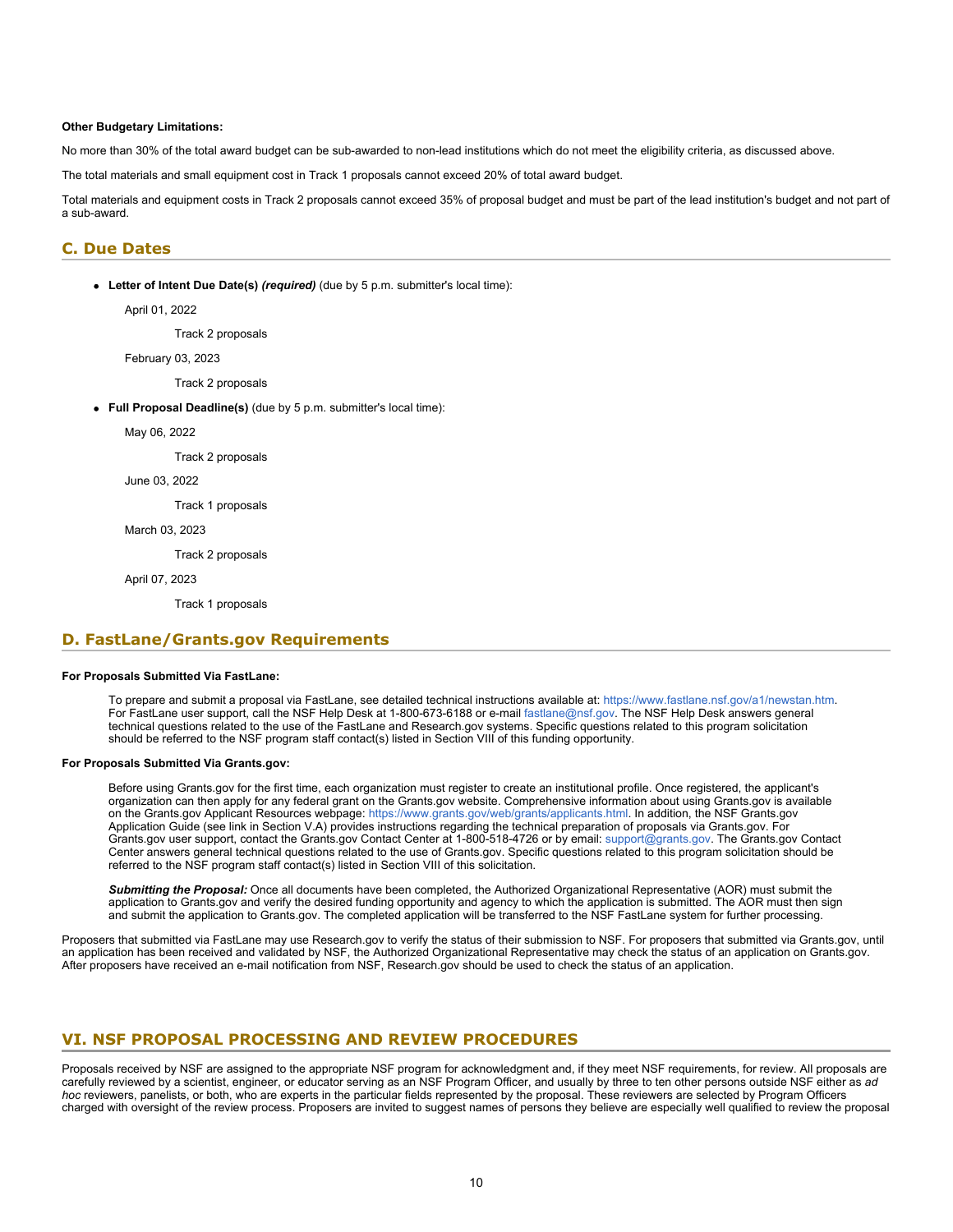**Other Budgetary Limitations:**

No more than 30% of the total award budget can be sub-awarded to non-lead institutions which do not meet the eligibility criteria, as discussed above.

The total materials and small equipment cost in Track 1 proposals cannot exceed 20% of total award budget.

Total materials and equipment costs in Track 2 proposals cannot exceed 35% of proposal budget and must be part of the lead institution's budget and not part of a sub-award.

## C. Due Dates

- **Letter of Intent Due Date(s) *(required)*** (due by 5 p.m. submitter's local time):

  April 01, 2022

  Track 2 proposals

  February 03, 2023

  Track 2 proposals

- **Full Proposal Deadline(s)** (due by 5 p.m. submitter's local time):

  May 06, 2022

  Track 2 proposals

  June 03, 2022

  Track 1 proposals

  March 03, 2023

  Track 2 proposals

  April 07, 2023

  Track 1 proposals

## D. FastLane/Grants.gov Requirements

**For Proposals Submitted Via FastLane:**

To prepare and submit a proposal via FastLane, see detailed technical instructions available at: https://www.fastlane.nsf.gov/a1/newstan.htm. For FastLane user support, call the NSF Help Desk at 1-800-673-6188 or e-mail fastlane@nsf.gov. The NSF Help Desk answers general technical questions related to the use of the FastLane and Research.gov systems. Specific questions related to this program solicitation should be referred to the NSF program staff contact(s) listed in Section VIII of this funding opportunity.

**For Proposals Submitted Via Grants.gov:**

Before using Grants.gov for the first time, each organization must register to create an institutional profile. Once registered, the applicant's organization can then apply for any federal grant on the Grants.gov website. Comprehensive information about using Grants.gov is available on the Grants.gov Applicant Resources webpage: https://www.grants.gov/web/grants/applicants.html. In addition, the NSF Grants.gov Application Guide (see link in Section V.A) provides instructions regarding the technical preparation of proposals via Grants.gov. For Grants.gov user support, contact the Grants.gov Contact Center at 1-800-518-4726 or by email: support@grants.gov. The Grants.gov Contact Center answers general technical questions related to the use of Grants.gov. Specific questions related to this program solicitation should be referred to the NSF program staff contact(s) listed in Section VIII of this solicitation.

***Submitting the Proposal:*** Once all documents have been completed, the Authorized Organizational Representative (AOR) must submit the application to Grants.gov and verify the desired funding opportunity and agency to which the application is submitted. The AOR must then sign and submit the application to Grants.gov. The completed application will be transferred to the NSF FastLane system for further processing.

Proposers that submitted via FastLane may use Research.gov to verify the status of their submission to NSF. For proposers that submitted via Grants.gov, until an application has been received and validated by NSF, the Authorized Organizational Representative may check the status of an application on Grants.gov. After proposers have received an e-mail notification from NSF, Research.gov should be used to check the status of an application.

# VI. NSF PROPOSAL PROCESSING AND REVIEW PROCEDURES

Proposals received by NSF are assigned to the appropriate NSF program for acknowledgment and, if they meet NSF requirements, for review. All proposals are carefully reviewed by a scientist, engineer, or educator serving as an NSF Program Officer, and usually by three to ten other persons outside NSF either as *ad hoc* reviewers, panelists, or both, who are experts in the particular fields represented by the proposal. These reviewers are selected by Program Officers charged with oversight of the review process. Proposers are invited to suggest names of persons they believe are especially well qualified to review the proposal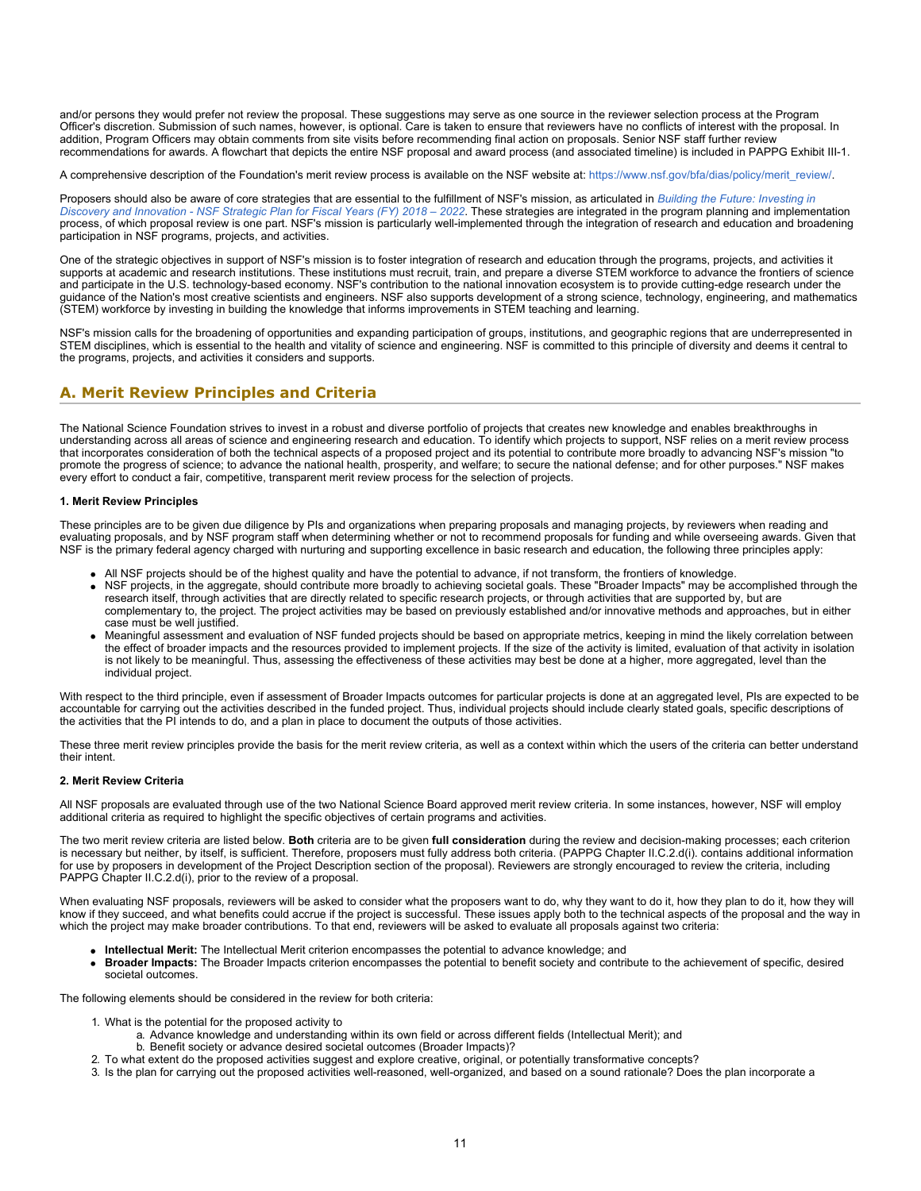and/or persons they would prefer not review the proposal. These suggestions may serve as one source in the reviewer selection process at the Program Officer's discretion. Submission of such names, however, is optional. Care is taken to ensure that reviewers have no conflicts of interest with the proposal. In addition, Program Officers may obtain comments from site visits before recommending final action on proposals. Senior NSF staff further review recommendations for awards. A flowchart that depicts the entire NSF proposal and award process (and associated timeline) is included in PAPPG Exhibit III-1.

A comprehensive description of the Foundation's merit review process is available on the NSF website at: https://www.nsf.gov/bfa/dias/policy/merit_review/.

Proposers should also be aware of core strategies that are essential to the fulfillment of NSF's mission, as articulated in *Building the Future: Investing in Discovery and Innovation - NSF Strategic Plan for Fiscal Years (FY) 2018 – 2022*. These strategies are integrated in the program planning and implementation process, of which proposal review is one part. NSF's mission is particularly well-implemented through the integration of research and education and broadening participation in NSF programs, projects, and activities.

One of the strategic objectives in support of NSF's mission is to foster integration of research and education through the programs, projects, and activities it supports at academic and research institutions. These institutions must recruit, train, and prepare a diverse STEM workforce to advance the frontiers of science and participate in the U.S. technology-based economy. NSF's contribution to the national innovation ecosystem is to provide cutting-edge research under the guidance of the Nation's most creative scientists and engineers. NSF also supports development of a strong science, technology, engineering, and mathematics (STEM) workforce by investing in building the knowledge that informs improvements in STEM teaching and learning.

NSF's mission calls for the broadening of opportunities and expanding participation of groups, institutions, and geographic regions that are underrepresented in STEM disciplines, which is essential to the health and vitality of science and engineering. NSF is committed to this principle of diversity and deems it central to the programs, projects, and activities it considers and supports.

## A. Merit Review Principles and Criteria

The National Science Foundation strives to invest in a robust and diverse portfolio of projects that creates new knowledge and enables breakthroughs in understanding across all areas of science and engineering research and education. To identify which projects to support, NSF relies on a merit review process that incorporates consideration of both the technical aspects of a proposed project and its potential to contribute more broadly to advancing NSF's mission "to promote the progress of science; to advance the national health, prosperity, and welfare; to secure the national defense; and for other purposes." NSF makes every effort to conduct a fair, competitive, transparent merit review process for the selection of projects.

#### 1. Merit Review Principles

These principles are to be given due diligence by PIs and organizations when preparing proposals and managing projects, by reviewers when reading and evaluating proposals, and by NSF program staff when determining whether or not to recommend proposals for funding and while overseeing awards. Given that NSF is the primary federal agency charged with nurturing and supporting excellence in basic research and education, the following three principles apply:

- All NSF projects should be of the highest quality and have the potential to advance, if not transform, the frontiers of knowledge.
- NSF projects, in the aggregate, should contribute more broadly to achieving societal goals. These "Broader Impacts" may be accomplished through the research itself, through activities that are directly related to specific research projects, or through activities that are supported by, but are complementary to, the project. The project activities may be based on previously established and/or innovative methods and approaches, but in either case must be well justified.
- Meaningful assessment and evaluation of NSF funded projects should be based on appropriate metrics, keeping in mind the likely correlation between the effect of broader impacts and the resources provided to implement projects. If the size of the activity is limited, evaluation of that activity in isolation is not likely to be meaningful. Thus, assessing the effectiveness of these activities may best be done at a higher, more aggregated, level than the individual project.

With respect to the third principle, even if assessment of Broader Impacts outcomes for particular projects is done at an aggregated level, PIs are expected to be accountable for carrying out the activities described in the funded project. Thus, individual projects should include clearly stated goals, specific descriptions of the activities that the PI intends to do, and a plan in place to document the outputs of those activities.

These three merit review principles provide the basis for the merit review criteria, as well as a context within which the users of the criteria can better understand their intent.

#### 2. Merit Review Criteria

All NSF proposals are evaluated through use of the two National Science Board approved merit review criteria. In some instances, however, NSF will employ additional criteria as required to highlight the specific objectives of certain programs and activities.

The two merit review criteria are listed below. **Both** criteria are to be given **full consideration** during the review and decision-making processes; each criterion is necessary but neither, by itself, is sufficient. Therefore, proposers must fully address both criteria. (PAPPG Chapter II.C.2.d(i). contains additional information for use by proposers in development of the Project Description section of the proposal). Reviewers are strongly encouraged to review the criteria, including PAPPG Chapter II.C.2.d(i), prior to the review of a proposal.

When evaluating NSF proposals, reviewers will be asked to consider what the proposers want to do, why they want to do it, how they plan to do it, how they will know if they succeed, and what benefits could accrue if the project is successful. These issues apply both to the technical aspects of the proposal and the way in which the project may make broader contributions. To that end, reviewers will be asked to evaluate all proposals against two criteria:

- **Intellectual Merit:** The Intellectual Merit criterion encompasses the potential to advance knowledge; and
- **Broader Impacts:** The Broader Impacts criterion encompasses the potential to benefit society and contribute to the achievement of specific, desired societal outcomes.

The following elements should be considered in the review for both criteria:

1. What is the potential for the proposed activity to
   a. Advance knowledge and understanding within its own field or across different fields (Intellectual Merit); and
   b. Benefit society or advance desired societal outcomes (Broader Impacts)?
2. To what extent do the proposed activities suggest and explore creative, original, or potentially transformative concepts?
3. Is the plan for carrying out the proposed activities well-reasoned, well-organized, and based on a sound rationale? Does the plan incorporate a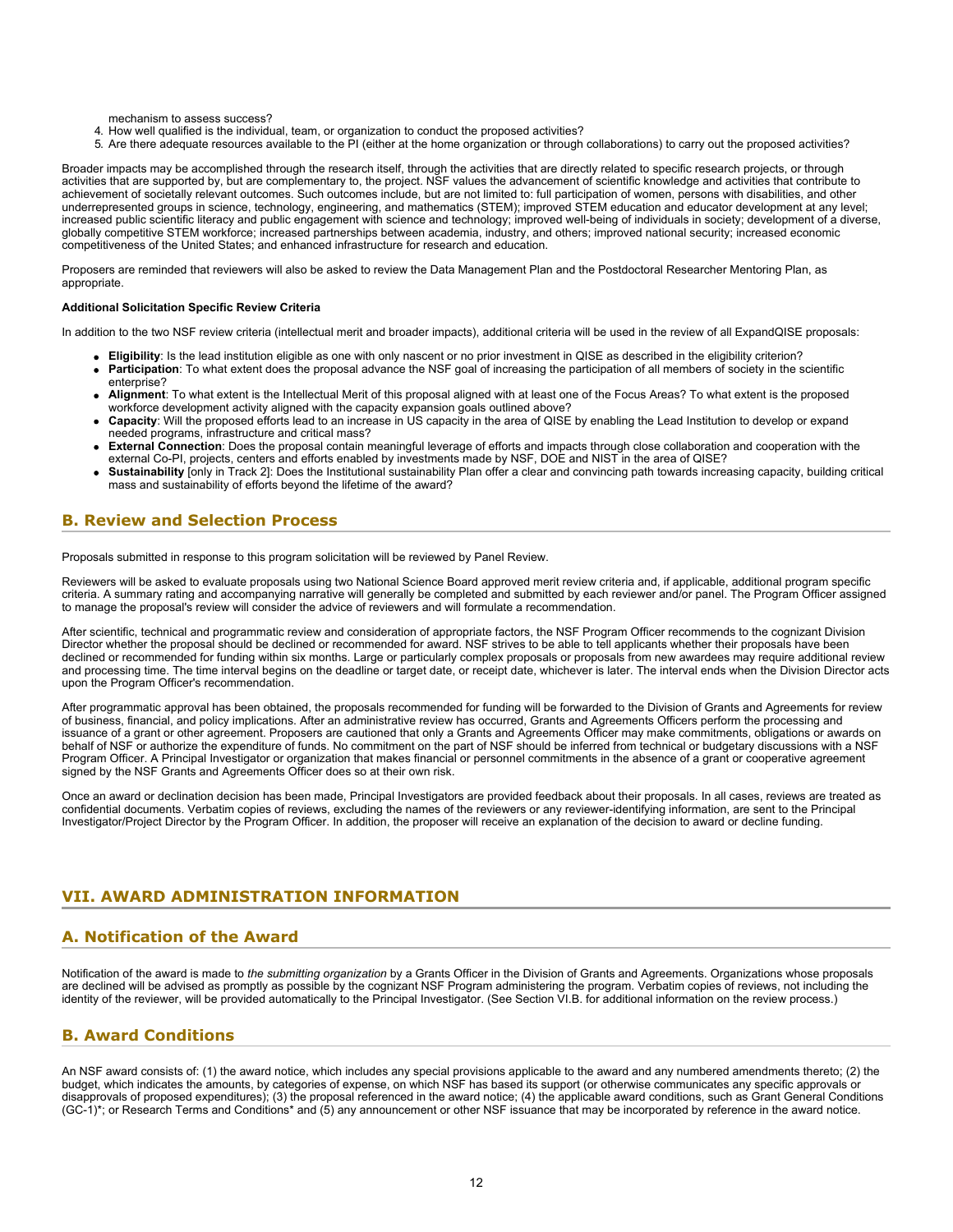mechanism to assess success?
4. How well qualified is the individual, team, or organization to conduct the proposed activities?
5. Are there adequate resources available to the PI (either at the home organization or through collaborations) to carry out the proposed activities?

Broader impacts may be accomplished through the research itself, through the activities that are directly related to specific research projects, or through activities that are supported by, but are complementary to, the project. NSF values the advancement of scientific knowledge and activities that contribute to achievement of societally relevant outcomes. Such outcomes include, but are not limited to: full participation of women, persons with disabilities, and other underrepresented groups in science, technology, engineering, and mathematics (STEM); improved STEM education and educator development at any level; increased public scientific literacy and public engagement with science and technology; improved well-being of individuals in society; development of a diverse, globally competitive STEM workforce; increased partnerships between academia, industry, and others; improved national security; increased economic competitiveness of the United States; and enhanced infrastructure for research and education.

Proposers are reminded that reviewers will also be asked to review the Data Management Plan and the Postdoctoral Researcher Mentoring Plan, as appropriate.

**Additional Solicitation Specific Review Criteria**

In addition to the two NSF review criteria (intellectual merit and broader impacts), additional criteria will be used in the review of all ExpandQISE proposals:

- **Eligibility**: Is the lead institution eligible as one with only nascent or no prior investment in QISE as described in the eligibility criterion?
- **Participation**: To what extent does the proposal advance the NSF goal of increasing the participation of all members of society in the scientific enterprise?
- **Alignment**: To what extent is the Intellectual Merit of this proposal aligned with at least one of the Focus Areas? To what extent is the proposed workforce development activity aligned with the capacity expansion goals outlined above?
- **Capacity**: Will the proposed efforts lead to an increase in US capacity in the area of QISE by enabling the Lead Institution to develop or expand needed programs, infrastructure and critical mass?
- **External Connection**: Does the proposal contain meaningful leverage of efforts and impacts through close collaboration and cooperation with the external Co-PI, projects, centers and efforts enabled by investments made by NSF, DOE and NIST in the area of QISE?
- **Sustainability** [only in Track 2]: Does the Institutional sustainability Plan offer a clear and convincing path towards increasing capacity, building critical mass and sustainability of efforts beyond the lifetime of the award?

## B. Review and Selection Process

Proposals submitted in response to this program solicitation will be reviewed by Panel Review.

Reviewers will be asked to evaluate proposals using two National Science Board approved merit review criteria and, if applicable, additional program specific criteria. A summary rating and accompanying narrative will generally be completed and submitted by each reviewer and/or panel. The Program Officer assigned to manage the proposal's review will consider the advice of reviewers and will formulate a recommendation.

After scientific, technical and programmatic review and consideration of appropriate factors, the NSF Program Officer recommends to the cognizant Division Director whether the proposal should be declined or recommended for award. NSF strives to be able to tell applicants whether their proposals have been declined or recommended for funding within six months. Large or particularly complex proposals or proposals from new awardees may require additional review and processing time. The time interval begins on the deadline or target date, or receipt date, whichever is later. The interval ends when the Division Director acts upon the Program Officer's recommendation.

After programmatic approval has been obtained, the proposals recommended for funding will be forwarded to the Division of Grants and Agreements for review of business, financial, and policy implications. After an administrative review has occurred, Grants and Agreements Officers perform the processing and issuance of a grant or other agreement. Proposers are cautioned that only a Grants and Agreements Officer may make commitments, obligations or awards on behalf of NSF or authorize the expenditure of funds. No commitment on the part of NSF should be inferred from technical or budgetary discussions with a NSF Program Officer. A Principal Investigator or organization that makes financial or personnel commitments in the absence of a grant or cooperative agreement signed by the NSF Grants and Agreements Officer does so at their own risk.

Once an award or declination decision has been made, Principal Investigators are provided feedback about their proposals. In all cases, reviews are treated as confidential documents. Verbatim copies of reviews, excluding the names of the reviewers or any reviewer-identifying information, are sent to the Principal Investigator/Project Director by the Program Officer. In addition, the proposer will receive an explanation of the decision to award or decline funding.

# VII. AWARD ADMINISTRATION INFORMATION

## A. Notification of the Award

Notification of the award is made to *the submitting organization* by a Grants Officer in the Division of Grants and Agreements. Organizations whose proposals are declined will be advised as promptly as possible by the cognizant NSF Program administering the program. Verbatim copies of reviews, not including the identity of the reviewer, will be provided automatically to the Principal Investigator. (See Section VI.B. for additional information on the review process.)

## B. Award Conditions

An NSF award consists of: (1) the award notice, which includes any special provisions applicable to the award and any numbered amendments thereto; (2) the budget, which indicates the amounts, by categories of expense, on which NSF has based its support (or otherwise communicates any specific approvals or disapprovals of proposed expenditures); (3) the proposal referenced in the award notice; (4) the applicable award conditions, such as Grant General Conditions (GC-1)*; or Research Terms and Conditions* and (5) any announcement or other NSF issuance that may be incorporated by reference in the award notice.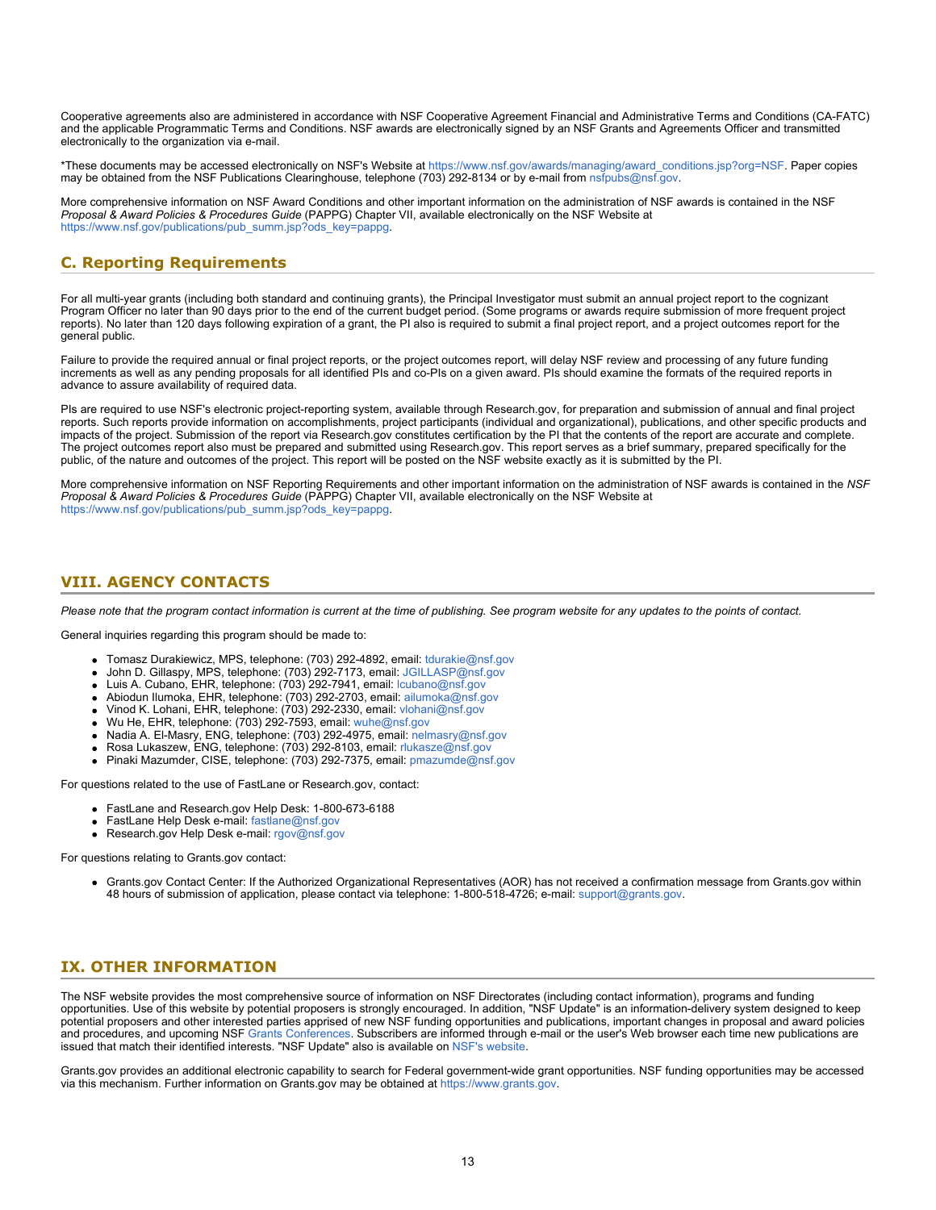Cooperative agreements also are administered in accordance with NSF Cooperative Agreement Financial and Administrative Terms and Conditions (CA-FATC) and the applicable Programmatic Terms and Conditions. NSF awards are electronically signed by an NSF Grants and Agreements Officer and transmitted electronically to the organization via e-mail.

*These documents may be accessed electronically on NSF's Website at https://www.nsf.gov/awards/managing/award_conditions.jsp?org=NSF. Paper copies may be obtained from the NSF Publications Clearinghouse, telephone (703) 292-8134 or by e-mail from nsfpubs@nsf.gov.

More comprehensive information on NSF Award Conditions and other important information on the administration of NSF awards is contained in the NSF *Proposal & Award Policies & Procedures Guide* (PAPPG) Chapter VII, available electronically on the NSF Website at https://www.nsf.gov/publications/pub_summ.jsp?ods_key=pappg.

## C. Reporting Requirements

For all multi-year grants (including both standard and continuing grants), the Principal Investigator must submit an annual project report to the cognizant Program Officer no later than 90 days prior to the end of the current budget period. (Some programs or awards require submission of more frequent project reports). No later than 120 days following expiration of a grant, the PI also is required to submit a final project report, and a project outcomes report for the general public.

Failure to provide the required annual or final project reports, or the project outcomes report, will delay NSF review and processing of any future funding increments as well as any pending proposals for all identified PIs and co-PIs on a given award. PIs should examine the formats of the required reports in advance to assure availability of required data.

PIs are required to use NSF's electronic project-reporting system, available through Research.gov, for preparation and submission of annual and final project reports. Such reports provide information on accomplishments, project participants (individual and organizational), publications, and other specific products and impacts of the project. Submission of the report via Research.gov constitutes certification by the PI that the contents of the report are accurate and complete. The project outcomes report also must be prepared and submitted using Research.gov. This report serves as a brief summary, prepared specifically for the public, of the nature and outcomes of the project. This report will be posted on the NSF website exactly as it is submitted by the PI.

More comprehensive information on NSF Reporting Requirements and other important information on the administration of NSF awards is contained in the *NSF Proposal & Award Policies & Procedures Guide* (PAPPG) Chapter VII, available electronically on the NSF Website at https://www.nsf.gov/publications/pub_summ.jsp?ods_key=pappg.

# VIII. AGENCY CONTACTS

*Please note that the program contact information is current at the time of publishing. See program website for any updates to the points of contact.*

General inquiries regarding this program should be made to:

- Tomasz Durakiewicz, MPS, telephone: (703) 292-4892, email: tdurakie@nsf.gov
- John D. Gillaspy, MPS, telephone: (703) 292-7173, email: JGILLASP@nsf.gov
- Luis A. Cubano, EHR, telephone: (703) 292-7941, email: lcubano@nsf.gov
- Abiodun Ilumoka, EHR, telephone: (703) 292-2703, email: ailumoka@nsf.gov
- Vinod K. Lohani, EHR, telephone: (703) 292-2330, email: vlohani@nsf.gov
- Wu He, EHR, telephone: (703) 292-7593, email: wuhe@nsf.gov
- Nadia A. El-Masry, ENG, telephone: (703) 292-4975, email: nelmasry@nsf.gov
- Rosa Lukaszew, ENG, telephone: (703) 292-8103, email: rlukasze@nsf.gov
- Pinaki Mazumder, CISE, telephone: (703) 292-7375, email: pmazumde@nsf.gov

For questions related to the use of FastLane or Research.gov, contact:

- FastLane and Research.gov Help Desk: 1-800-673-6188
- FastLane Help Desk e-mail: fastlane@nsf.gov
- Research.gov Help Desk e-mail: rgov@nsf.gov

For questions relating to Grants.gov contact:

- Grants.gov Contact Center: If the Authorized Organizational Representatives (AOR) has not received a confirmation message from Grants.gov within 48 hours of submission of application, please contact via telephone: 1-800-518-4726; e-mail: support@grants.gov.

# IX. OTHER INFORMATION

The NSF website provides the most comprehensive source of information on NSF Directorates (including contact information), programs and funding opportunities. Use of this website by potential proposers is strongly encouraged. In addition, "NSF Update" is an information-delivery system designed to keep potential proposers and other interested parties apprised of new NSF funding opportunities and publications, important changes in proposal and award policies and procedures, and upcoming NSF Grants Conferences. Subscribers are informed through e-mail or the user's Web browser each time new publications are issued that match their identified interests. "NSF Update" also is available on NSF's website.

Grants.gov provides an additional electronic capability to search for Federal government-wide grant opportunities. NSF funding opportunities may be accessed via this mechanism. Further information on Grants.gov may be obtained at https://www.grants.gov.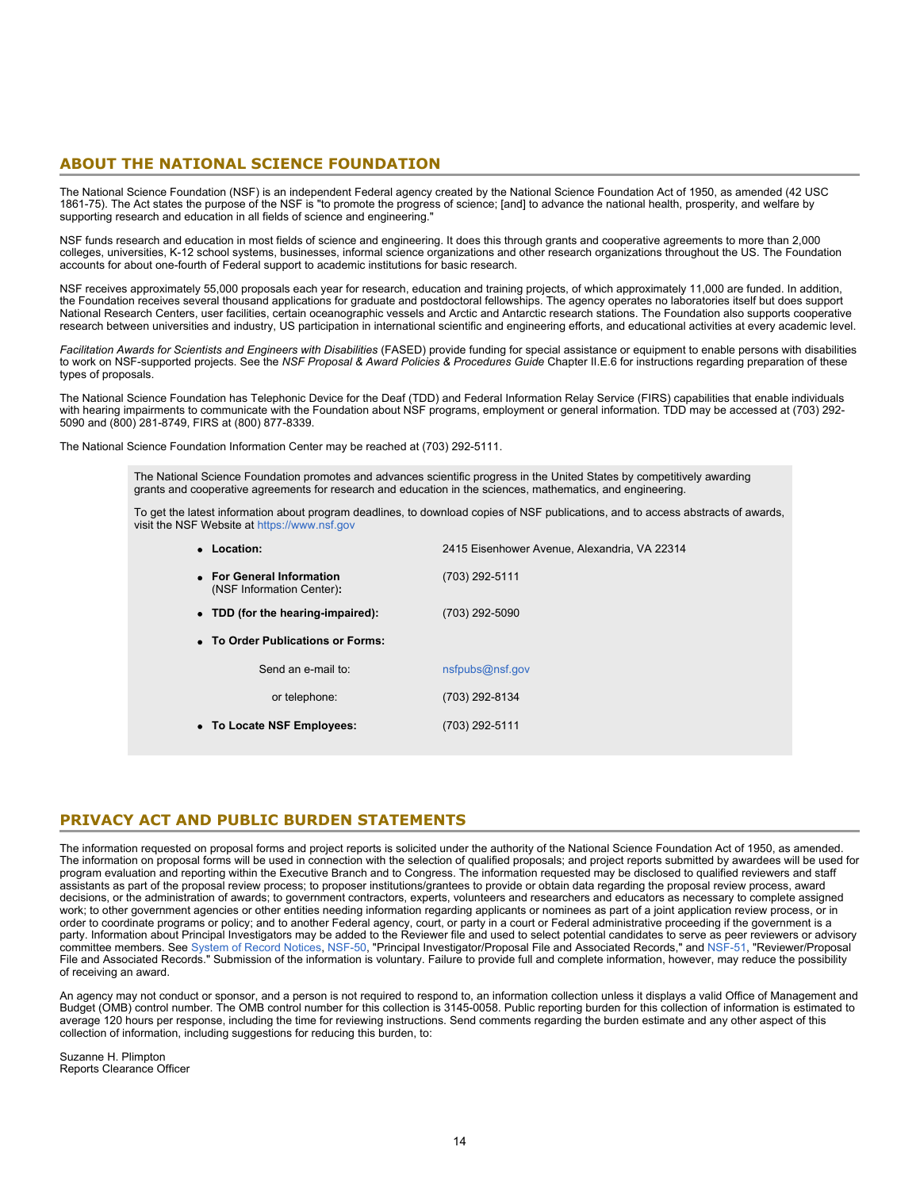## ABOUT THE NATIONAL SCIENCE FOUNDATION

The National Science Foundation (NSF) is an independent Federal agency created by the National Science Foundation Act of 1950, as amended (42 USC 1861-75). The Act states the purpose of the NSF is "to promote the progress of science; [and] to advance the national health, prosperity, and welfare by supporting research and education in all fields of science and engineering."

NSF funds research and education in most fields of science and engineering. It does this through grants and cooperative agreements to more than 2,000 colleges, universities, K-12 school systems, businesses, informal science organizations and other research organizations throughout the US. The Foundation accounts for about one-fourth of Federal support to academic institutions for basic research.

NSF receives approximately 55,000 proposals each year for research, education and training projects, of which approximately 11,000 are funded. In addition, the Foundation receives several thousand applications for graduate and postdoctoral fellowships. The agency operates no laboratories itself but does support National Research Centers, user facilities, certain oceanographic vessels and Arctic and Antarctic research stations. The Foundation also supports cooperative research between universities and industry, US participation in international scientific and engineering efforts, and educational activities at every academic level.

*Facilitation Awards for Scientists and Engineers with Disabilities* (FASED) provide funding for special assistance or equipment to enable persons with disabilities to work on NSF-supported projects. See the *NSF Proposal & Award Policies & Procedures Guide* Chapter II.E.6 for instructions regarding preparation of these types of proposals.

The National Science Foundation has Telephonic Device for the Deaf (TDD) and Federal Information Relay Service (FIRS) capabilities that enable individuals with hearing impairments to communicate with the Foundation about NSF programs, employment or general information. TDD may be accessed at (703) 292-5090 and (800) 281-8749, FIRS at (800) 877-8339.

The National Science Foundation Information Center may be reached at (703) 292-5111.

> The National Science Foundation promotes and advances scientific progress in the United States by competitively awarding grants and cooperative agreements for research and education in the sciences, mathematics, and engineering.
>
> To get the latest information about program deadlines, to download copies of NSF publications, and to access abstracts of awards, visit the NSF Website at https://www.nsf.gov
>
> - **Location:** 2415 Eisenhower Avenue, Alexandria, VA 22314
> - **For General Information** (NSF Information Center)**:** (703) 292-5111
> - **TDD (for the hearing-impaired):** (703) 292-5090
> - **To Order Publications or Forms:**
>   - Send an e-mail to: nsfpubs@nsf.gov
>   - or telephone: (703) 292-8134
> - **To Locate NSF Employees:** (703) 292-5111

## PRIVACY ACT AND PUBLIC BURDEN STATEMENTS

The information requested on proposal forms and project reports is solicited under the authority of the National Science Foundation Act of 1950, as amended. The information on proposal forms will be used in connection with the selection of qualified proposals; and project reports submitted by awardees will be used for program evaluation and reporting within the Executive Branch and to Congress. The information requested may be disclosed to qualified reviewers and staff assistants as part of the proposal review process; to proposer institutions/grantees to provide or obtain data regarding the proposal review process, award decisions, or the administration of awards; to government contractors, experts, volunteers and researchers and educators as necessary to complete assigned work; to other government agencies or other entities needing information regarding applicants or nominees as part of a joint application review process, or in order to coordinate programs or policy; and to another Federal agency, court, or party in a court or Federal administrative proceeding if the government is a party. Information about Principal Investigators may be added to the Reviewer file and used to select potential candidates to serve as peer reviewers or advisory committee members. See System of Record Notices, NSF-50, "Principal Investigator/Proposal File and Associated Records," and NSF-51, "Reviewer/Proposal File and Associated Records." Submission of the information is voluntary. Failure to provide full and complete information, however, may reduce the possibility of receiving an award.

An agency may not conduct or sponsor, and a person is not required to respond to, an information collection unless it displays a valid Office of Management and Budget (OMB) control number. The OMB control number for this collection is 3145-0058. Public reporting burden for this collection of information is estimated to average 120 hours per response, including the time for reviewing instructions. Send comments regarding the burden estimate and any other aspect of this collection of information, including suggestions for reducing this burden, to:

Suzanne H. Plimpton
Reports Clearance Officer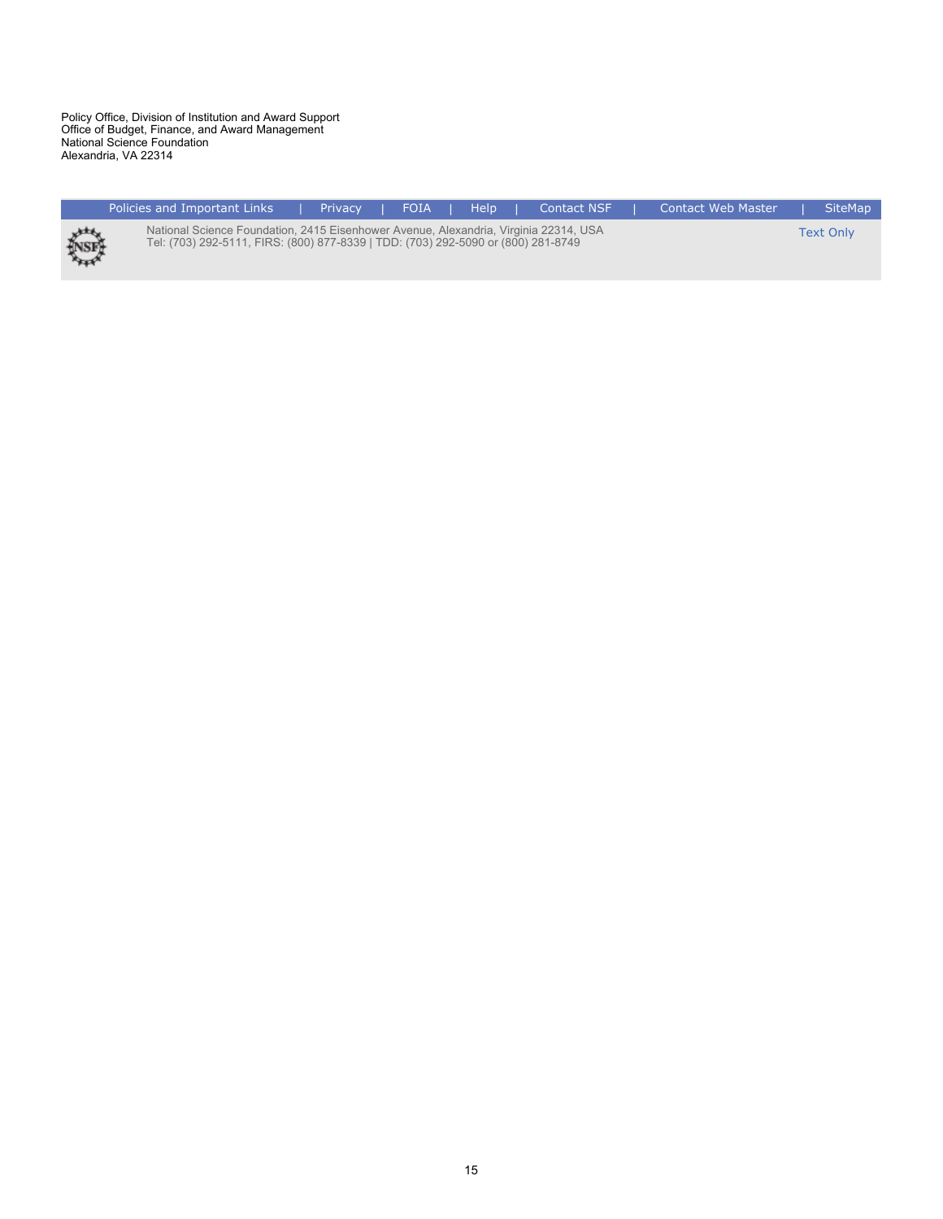Policy Office, Division of Institution and Award Support
Office of Budget, Finance, and Award Management
National Science Foundation
Alexandria, VA 22314

Policies and Important Links | Privacy | FOIA | Help | Contact NSF | Contact Web Master | SiteMap

National Science Foundation, 2415 Eisenhower Avenue, Alexandria, Virginia 22314, USA
Tel: (703) 292-5111, FIRS: (800) 877-8339 | TDD: (703) 292-5090 or (800) 281-8749

Text Only